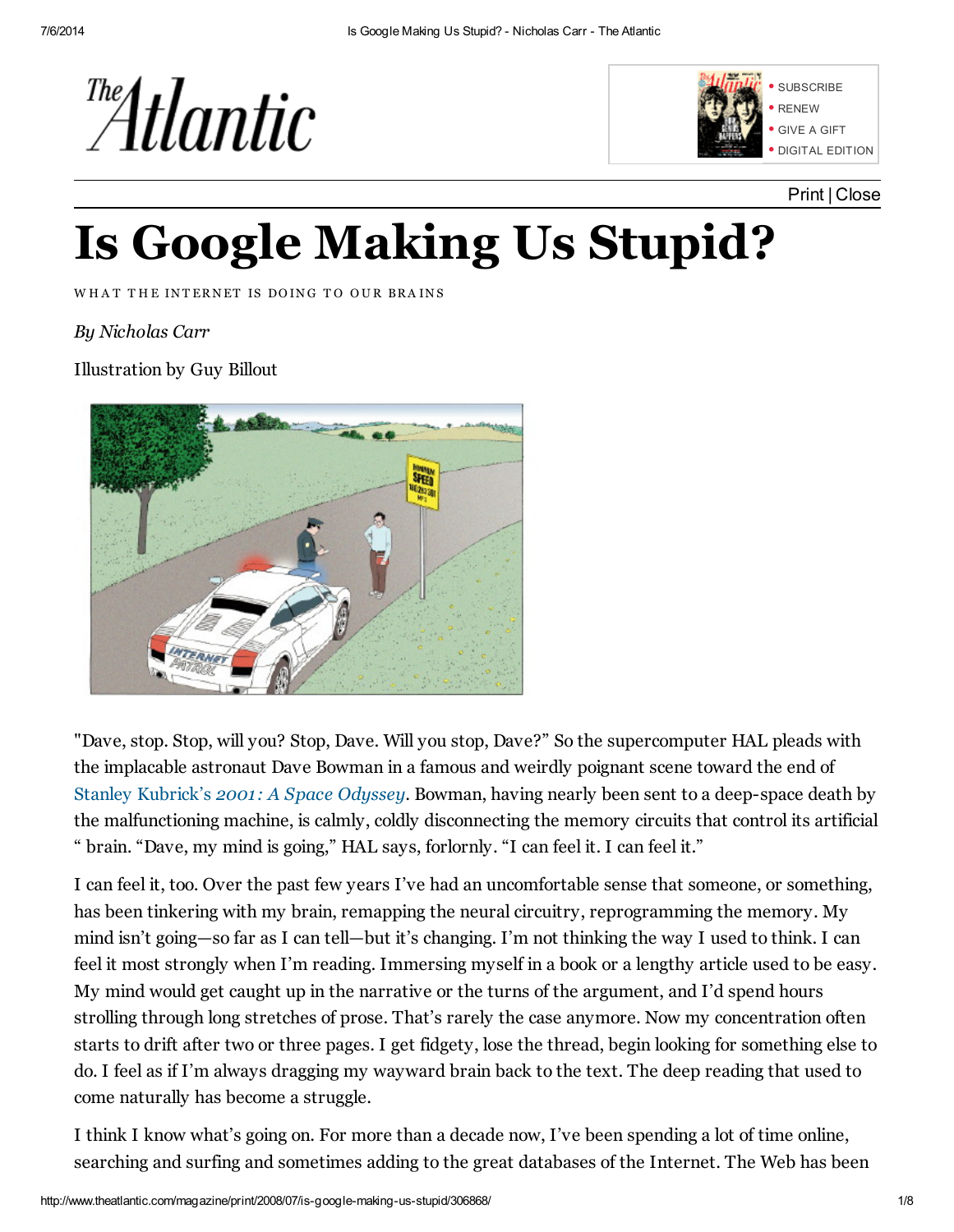# Is Google Making Us Stupid?

WHAT THE INTERNET IS DOING TO OUR BRAINS

*By Nicholas Carr*

Illustration by Guy Billout

"Dave, stop. Stop, will you? Stop, Dave. Will you stop, Dave?" So the supercomputer HAL pleads with the implacable astronaut Dave Bowman in a famous and weirdly poignant scene toward the end of Stanley Kubrick's *2001: A Space Odyssey*. Bowman, having nearly been sent to a deep-space death by the malfunctioning machine, is calmly, coldly disconnecting the memory circuits that control its artificial " brain. "Dave, my mind is going," HAL says, forlornly. "I can feel it. I can feel it."

I can feel it, too. Over the past few years I've had an uncomfortable sense that someone, or something, has been tinkering with my brain, remapping the neural circuitry, reprogramming the memory. My mind isn't going—so far as I can tell—but it's changing. I'm not thinking the way I used to think. I can feel it most strongly when I'm reading. Immersing myself in a book or a lengthy article used to be easy. My mind would get caught up in the narrative or the turns of the argument, and I'd spend hours strolling through long stretches of prose. That's rarely the case anymore. Now my concentration often starts to drift after two or three pages. I get fidgety, lose the thread, begin looking for something else to do. I feel as if I'm always dragging my wayward brain back to the text. The deep reading that used to come naturally has become a struggle.

I think I know what's going on. For more than a decade now, I've been spending a lot of time online, searching and surfing and sometimes adding to the great databases of the Internet. The Web has been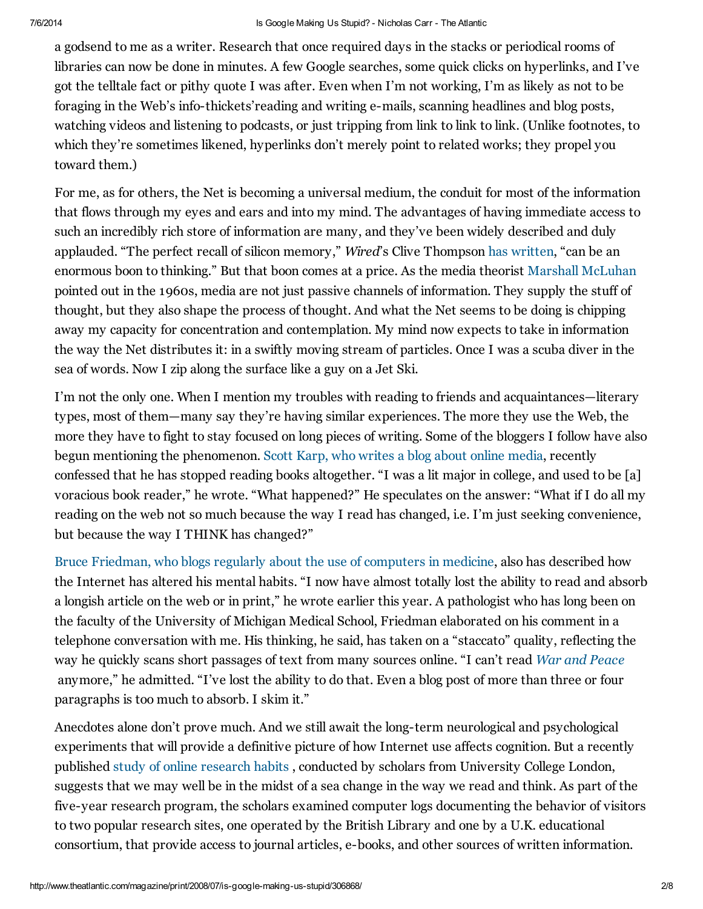a godsend to me as a writer. Research that once required days in the stacks or periodical rooms of libraries can now be done in minutes. A few Google searches, some quick clicks on hyperlinks, and I've got the telltale fact or pithy quote I was after. Even when I'm not working, I'm as likely as not to be foraging in the Web's info-thickets'reading and writing e-mails, scanning headlines and blog posts, watching videos and listening to podcasts, or just tripping from link to link to link. (Unlike footnotes, to which they're sometimes likened, hyperlinks don't merely point to related works; they propel you toward them.)

For me, as for others, the Net is becoming a universal medium, the conduit for most of the information that flows through my eyes and ears and into my mind. The advantages of having immediate access to such an incredibly rich store of information are many, and they've been widely described and duly applauded. "The perfect recall of silicon memory," *Wired*'s Clive Thompson has written, "can be an enormous boon to thinking." But that boon comes at a price. As the media theorist Marshall McLuhan pointed out in the 1960s, media are not just passive channels of information. They supply the stuff of thought, but they also shape the process of thought. And what the Net seems to be doing is chipping away my capacity for concentration and contemplation. My mind now expects to take in information the way the Net distributes it: in a swiftly moving stream of particles. Once I was a scuba diver in the sea of words. Now I zip along the surface like a guy on a Jet Ski.

I'm not the only one. When I mention my troubles with reading to friends and acquaintances—literary types, most of them—many say they're having similar experiences. The more they use the Web, the more they have to fight to stay focused on long pieces of writing. Some of the bloggers I follow have also begun mentioning the phenomenon. Scott Karp, who writes a blog about online media, recently confessed that he has stopped reading books altogether. "I was a lit major in college, and used to be [a] voracious book reader," he wrote. "What happened?" He speculates on the answer: "What if I do all my reading on the web not so much because the way I read has changed, i.e. I'm just seeking convenience, but because the way I THINK has changed?"

Bruce Friedman, who blogs regularly about the use of computers in medicine, also has described how the Internet has altered his mental habits. "I now have almost totally lost the ability to read and absorb a longish article on the web or in print," he wrote earlier this year. A pathologist who has long been on the faculty of the University of Michigan Medical School, Friedman elaborated on his comment in a telephone conversation with me. His thinking, he said, has taken on a "staccato" quality, reflecting the way he quickly scans short passages of text from many sources online. "I can't read *War and Peace* anymore," he admitted. "I've lost the ability to do that. Even a blog post of more than three or four paragraphs is too much to absorb. I skim it."

Anecdotes alone don't prove much. And we still await the long-term neurological and psychological experiments that will provide a definitive picture of how Internet use affects cognition. But a recently published study of online research habits , conducted by scholars from University College London, suggests that we may well be in the midst of a sea change in the way we read and think. As part of the five-year research program, the scholars examined computer logs documenting the behavior of visitors to two popular research sites, one operated by the British Library and one by a U.K. educational consortium, that provide access to journal articles, e-books, and other sources of written information.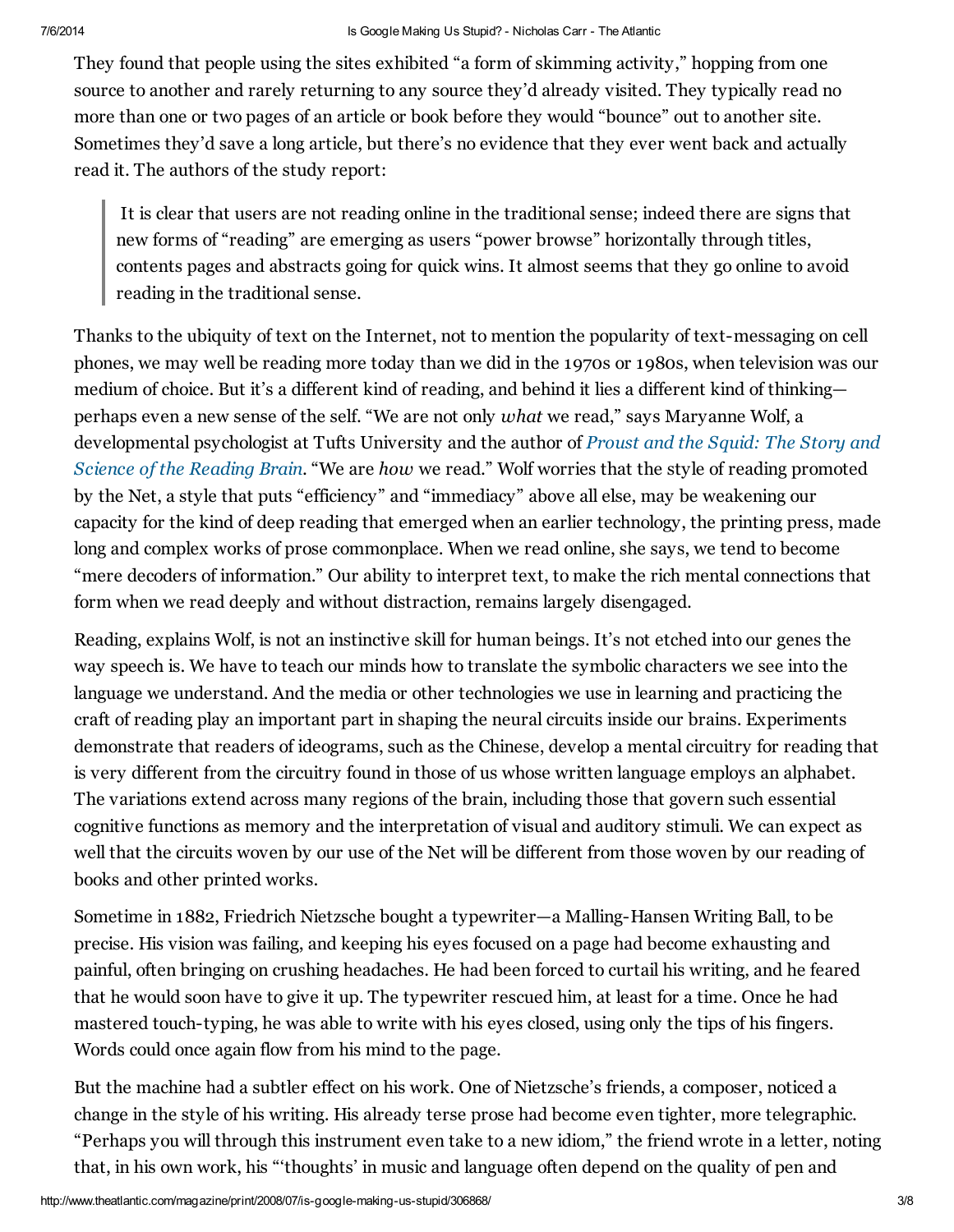They found that people using the sites exhibited “a form of skimming activity,” hopping from one source to another and rarely returning to any source they’d already visited. They typically read no more than one or two pages of an article or book before they would “bounce” out to another site. Sometimes they’d save a long article, but there’s no evidence that they ever went back and actually read it. The authors of the study report:

> It is clear that users are not reading online in the traditional sense; indeed there are signs that new forms of “reading” are emerging as users “power browse” horizontally through titles, contents pages and abstracts going for quick wins. It almost seems that they go online to avoid reading in the traditional sense.

Thanks to the ubiquity of text on the Internet, not to mention the popularity of text-messaging on cell phones, we may well be reading more today than we did in the 1970s or 1980s, when television was our medium of choice. But it’s a different kind of reading, and behind it lies a different kind of thinking—perhaps even a new sense of the self. “We are not only *what* we read,” says Maryanne Wolf, a developmental psychologist at Tufts University and the author of *Proust and the Squid: The Story and Science of the Reading Brain*. “We are *how* we read.” Wolf worries that the style of reading promoted by the Net, a style that puts “efficiency” and “immediacy” above all else, may be weakening our capacity for the kind of deep reading that emerged when an earlier technology, the printing press, made long and complex works of prose commonplace. When we read online, she says, we tend to become “mere decoders of information.” Our ability to interpret text, to make the rich mental connections that form when we read deeply and without distraction, remains largely disengaged.

Reading, explains Wolf, is not an instinctive skill for human beings. It’s not etched into our genes the way speech is. We have to teach our minds how to translate the symbolic characters we see into the language we understand. And the media or other technologies we use in learning and practicing the craft of reading play an important part in shaping the neural circuits inside our brains. Experiments demonstrate that readers of ideograms, such as the Chinese, develop a mental circuitry for reading that is very different from the circuitry found in those of us whose written language employs an alphabet. The variations extend across many regions of the brain, including those that govern such essential cognitive functions as memory and the interpretation of visual and auditory stimuli. We can expect as well that the circuits woven by our use of the Net will be different from those woven by our reading of books and other printed works.

Sometime in 1882, Friedrich Nietzsche bought a typewriter—a Malling-Hansen Writing Ball, to be precise. His vision was failing, and keeping his eyes focused on a page had become exhausting and painful, often bringing on crushing headaches. He had been forced to curtail his writing, and he feared that he would soon have to give it up. The typewriter rescued him, at least for a time. Once he had mastered touch-typing, he was able to write with his eyes closed, using only the tips of his fingers. Words could once again flow from his mind to the page.

But the machine had a subtler effect on his work. One of Nietzsche’s friends, a composer, noticed a change in the style of his writing. His already terse prose had become even tighter, more telegraphic. “Perhaps you will through this instrument even take to a new idiom,” the friend wrote in a letter, noting that, in his own work, his “‘thoughts’ in music and language often depend on the quality of pen and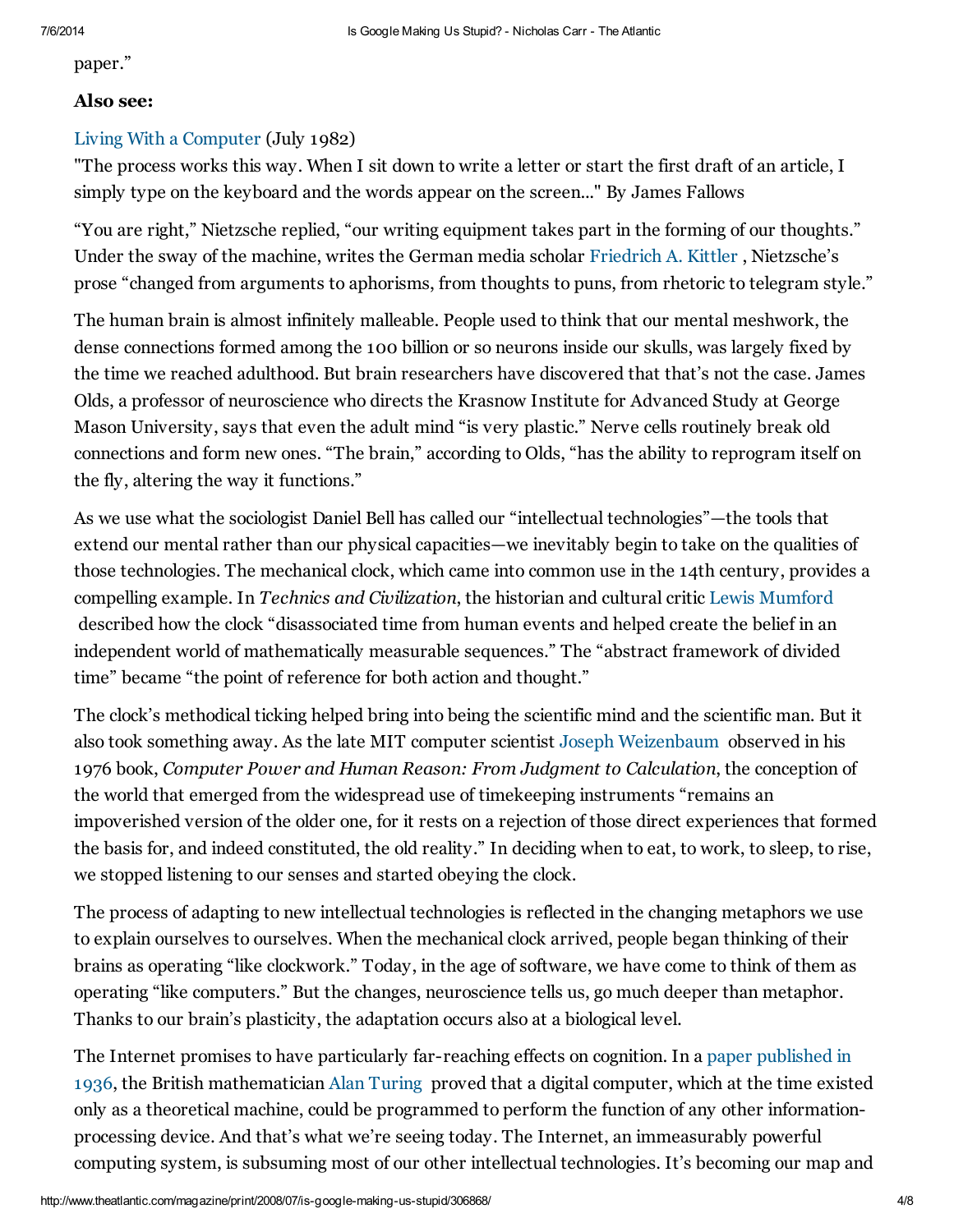paper."

**Also see:**

Living With a Computer (July 1982)
"The process works this way. When I sit down to write a letter or start the first draft of an article, I simply type on the keyboard and the words appear on the screen..." By James Fallows

"You are right," Nietzsche replied, "our writing equipment takes part in the forming of our thoughts." Under the sway of the machine, writes the German media scholar Friedrich A. Kittler , Nietzsche's prose "changed from arguments to aphorisms, from thoughts to puns, from rhetoric to telegram style."

The human brain is almost infinitely malleable. People used to think that our mental meshwork, the dense connections formed among the 100 billion or so neurons inside our skulls, was largely fixed by the time we reached adulthood. But brain researchers have discovered that that's not the case. James Olds, a professor of neuroscience who directs the Krasnow Institute for Advanced Study at George Mason University, says that even the adult mind "is very plastic." Nerve cells routinely break old connections and form new ones. "The brain," according to Olds, "has the ability to reprogram itself on the fly, altering the way it functions."

As we use what the sociologist Daniel Bell has called our "intellectual technologies"—the tools that extend our mental rather than our physical capacities—we inevitably begin to take on the qualities of those technologies. The mechanical clock, which came into common use in the 14th century, provides a compelling example. In *Technics and Civilization*, the historian and cultural critic Lewis Mumford described how the clock "disassociated time from human events and helped create the belief in an independent world of mathematically measurable sequences." The "abstract framework of divided time" became "the point of reference for both action and thought."

The clock's methodical ticking helped bring into being the scientific mind and the scientific man. But it also took something away. As the late MIT computer scientist Joseph Weizenbaum observed in his 1976 book, *Computer Power and Human Reason: From Judgment to Calculation*, the conception of the world that emerged from the widespread use of timekeeping instruments "remains an impoverished version of the older one, for it rests on a rejection of those direct experiences that formed the basis for, and indeed constituted, the old reality." In deciding when to eat, to work, to sleep, to rise, we stopped listening to our senses and started obeying the clock.

The process of adapting to new intellectual technologies is reflected in the changing metaphors we use to explain ourselves to ourselves. When the mechanical clock arrived, people began thinking of their brains as operating "like clockwork." Today, in the age of software, we have come to think of them as operating "like computers." But the changes, neuroscience tells us, go much deeper than metaphor. Thanks to our brain's plasticity, the adaptation occurs also at a biological level.

The Internet promises to have particularly far-reaching effects on cognition. In a paper published in 1936, the British mathematician Alan Turing proved that a digital computer, which at the time existed only as a theoretical machine, could be programmed to perform the function of any other information-processing device. And that's what we're seeing today. The Internet, an immeasurably powerful computing system, is subsuming most of our other intellectual technologies. It's becoming our map and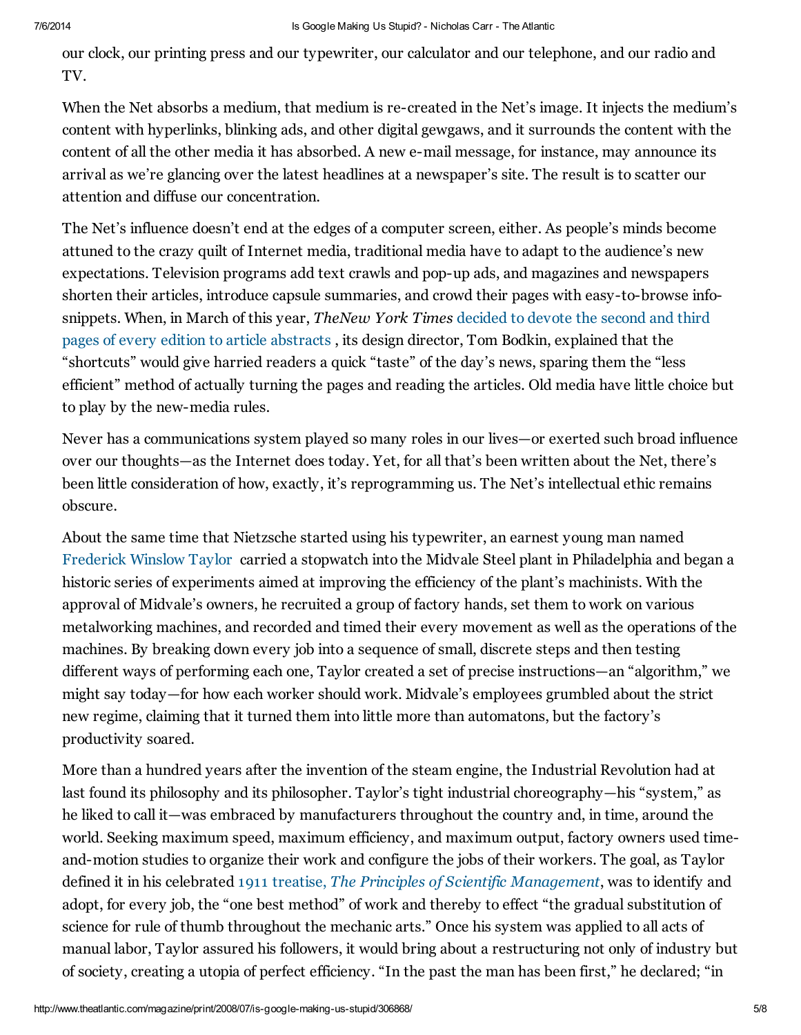our clock, our printing press and our typewriter, our calculator and our telephone, and our radio and TV.

When the Net absorbs a medium, that medium is re-created in the Net's image. It injects the medium's content with hyperlinks, blinking ads, and other digital gewgaws, and it surrounds the content with the content of all the other media it has absorbed. A new e-mail message, for instance, may announce its arrival as we're glancing over the latest headlines at a newspaper's site. The result is to scatter our attention and diffuse our concentration.

The Net's influence doesn't end at the edges of a computer screen, either. As people's minds become attuned to the crazy quilt of Internet media, traditional media have to adapt to the audience's new expectations. Television programs add text crawls and pop-up ads, and magazines and newspapers shorten their articles, introduce capsule summaries, and crowd their pages with easy-to-browse info-snippets. When, in March of this year, *TheNew York Times* decided to devote the second and third pages of every edition to article abstracts , its design director, Tom Bodkin, explained that the "shortcuts" would give harried readers a quick "taste" of the day's news, sparing them the "less efficient" method of actually turning the pages and reading the articles. Old media have little choice but to play by the new-media rules.

Never has a communications system played so many roles in our lives—or exerted such broad influence over our thoughts—as the Internet does today. Yet, for all that's been written about the Net, there's been little consideration of how, exactly, it's reprogramming us. The Net's intellectual ethic remains obscure.

About the same time that Nietzsche started using his typewriter, an earnest young man named Frederick Winslow Taylor carried a stopwatch into the Midvale Steel plant in Philadelphia and began a historic series of experiments aimed at improving the efficiency of the plant's machinists. With the approval of Midvale's owners, he recruited a group of factory hands, set them to work on various metalworking machines, and recorded and timed their every movement as well as the operations of the machines. By breaking down every job into a sequence of small, discrete steps and then testing different ways of performing each one, Taylor created a set of precise instructions—an "algorithm," we might say today—for how each worker should work. Midvale's employees grumbled about the strict new regime, claiming that it turned them into little more than automatons, but the factory's productivity soared.

More than a hundred years after the invention of the steam engine, the Industrial Revolution had at last found its philosophy and its philosopher. Taylor's tight industrial choreography—his "system," as he liked to call it—was embraced by manufacturers throughout the country and, in time, around the world. Seeking maximum speed, maximum efficiency, and maximum output, factory owners used time-and-motion studies to organize their work and configure the jobs of their workers. The goal, as Taylor defined it in his celebrated 1911 treatise, *The Principles of Scientific Management*, was to identify and adopt, for every job, the "one best method" of work and thereby to effect "the gradual substitution of science for rule of thumb throughout the mechanic arts." Once his system was applied to all acts of manual labor, Taylor assured his followers, it would bring about a restructuring not only of industry but of society, creating a utopia of perfect efficiency. "In the past the man has been first," he declared; "in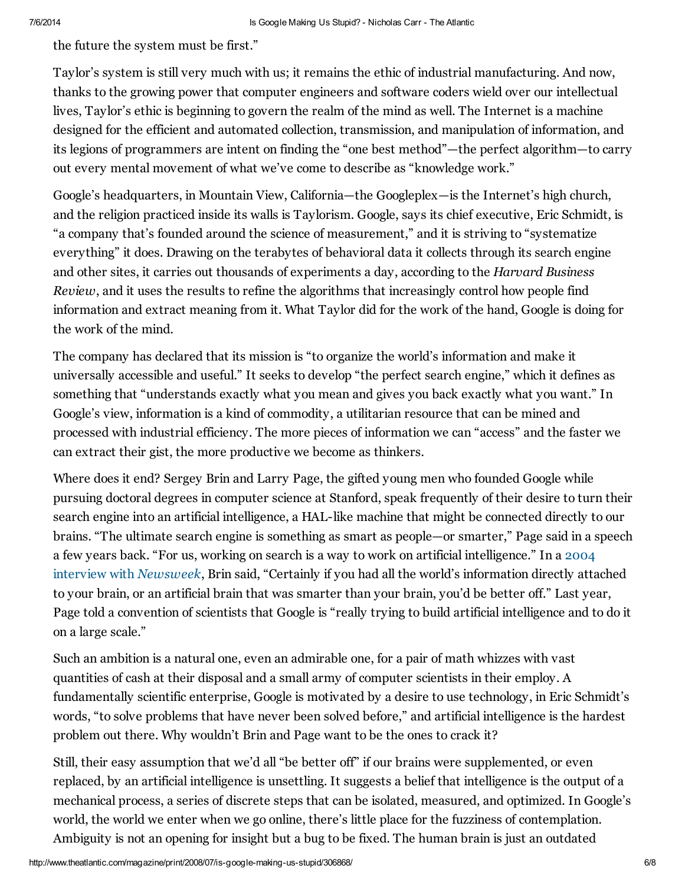the future the system must be first."

Taylor's system is still very much with us; it remains the ethic of industrial manufacturing. And now, thanks to the growing power that computer engineers and software coders wield over our intellectual lives, Taylor's ethic is beginning to govern the realm of the mind as well. The Internet is a machine designed for the efficient and automated collection, transmission, and manipulation of information, and its legions of programmers are intent on finding the "one best method"—the perfect algorithm—to carry out every mental movement of what we've come to describe as "knowledge work."

Google's headquarters, in Mountain View, California—the Googleplex—is the Internet's high church, and the religion practiced inside its walls is Taylorism. Google, says its chief executive, Eric Schmidt, is "a company that's founded around the science of measurement," and it is striving to "systematize everything" it does. Drawing on the terabytes of behavioral data it collects through its search engine and other sites, it carries out thousands of experiments a day, according to the *Harvard Business Review*, and it uses the results to refine the algorithms that increasingly control how people find information and extract meaning from it. What Taylor did for the work of the hand, Google is doing for the work of the mind.

The company has declared that its mission is "to organize the world's information and make it universally accessible and useful." It seeks to develop "the perfect search engine," which it defines as something that "understands exactly what you mean and gives you back exactly what you want." In Google's view, information is a kind of commodity, a utilitarian resource that can be mined and processed with industrial efficiency. The more pieces of information we can "access" and the faster we can extract their gist, the more productive we become as thinkers.

Where does it end? Sergey Brin and Larry Page, the gifted young men who founded Google while pursuing doctoral degrees in computer science at Stanford, speak frequently of their desire to turn their search engine into an artificial intelligence, a HAL-like machine that might be connected directly to our brains. "The ultimate search engine is something as smart as people—or smarter," Page said in a speech a few years back. "For us, working on search is a way to work on artificial intelligence." In a 2004 interview with *Newsweek*, Brin said, "Certainly if you had all the world's information directly attached to your brain, or an artificial brain that was smarter than your brain, you'd be better off." Last year, Page told a convention of scientists that Google is "really trying to build artificial intelligence and to do it on a large scale."

Such an ambition is a natural one, even an admirable one, for a pair of math whizzes with vast quantities of cash at their disposal and a small army of computer scientists in their employ. A fundamentally scientific enterprise, Google is motivated by a desire to use technology, in Eric Schmidt's words, "to solve problems that have never been solved before," and artificial intelligence is the hardest problem out there. Why wouldn't Brin and Page want to be the ones to crack it?

Still, their easy assumption that we'd all "be better off" if our brains were supplemented, or even replaced, by an artificial intelligence is unsettling. It suggests a belief that intelligence is the output of a mechanical process, a series of discrete steps that can be isolated, measured, and optimized. In Google's world, the world we enter when we go online, there's little place for the fuzziness of contemplation. Ambiguity is not an opening for insight but a bug to be fixed. The human brain is just an outdated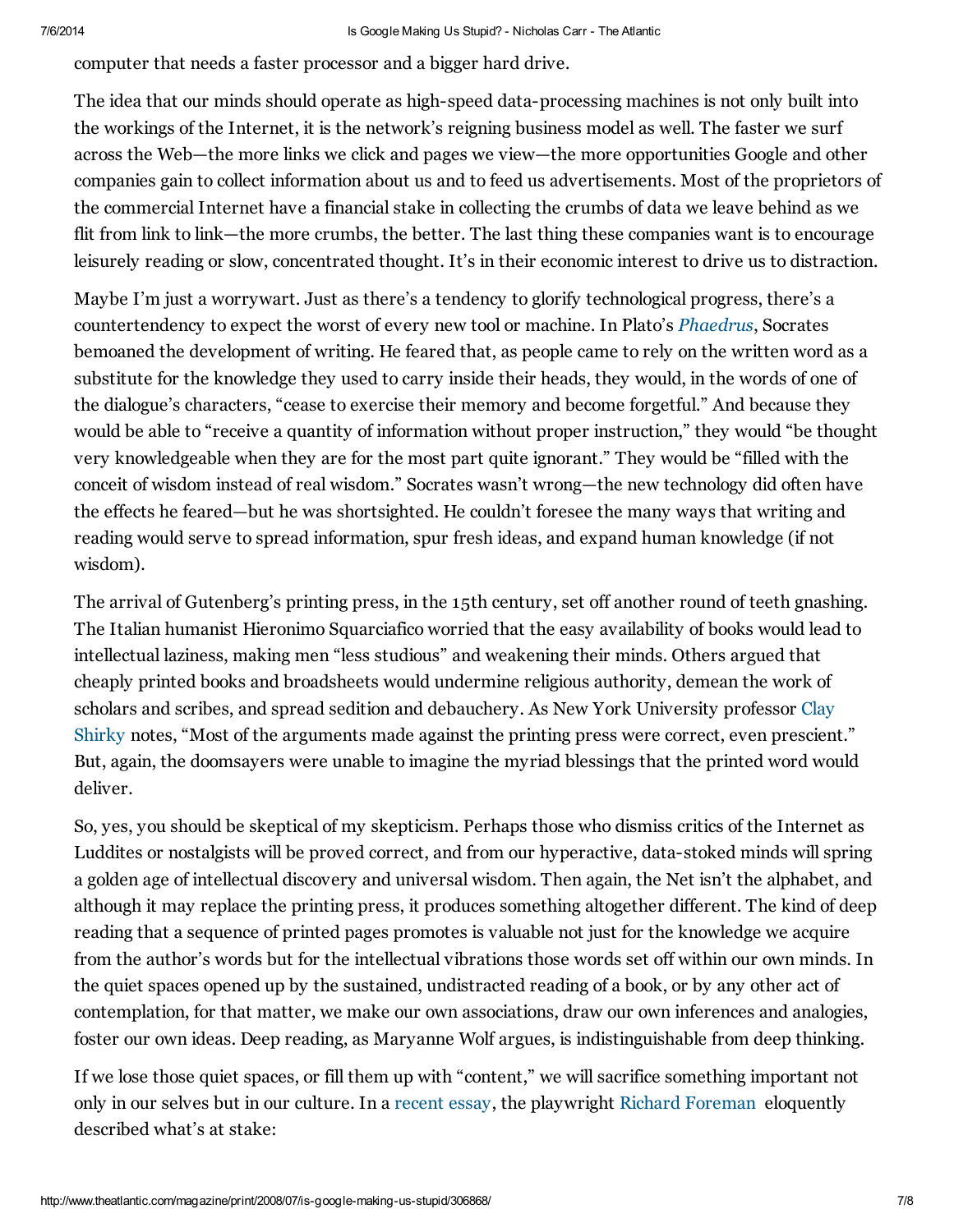computer that needs a faster processor and a bigger hard drive.

The idea that our minds should operate as high-speed data-processing machines is not only built into the workings of the Internet, it is the network's reigning business model as well. The faster we surf across the Web—the more links we click and pages we view—the more opportunities Google and other companies gain to collect information about us and to feed us advertisements. Most of the proprietors of the commercial Internet have a financial stake in collecting the crumbs of data we leave behind as we flit from link to link—the more crumbs, the better. The last thing these companies want is to encourage leisurely reading or slow, concentrated thought. It's in their economic interest to drive us to distraction.

Maybe I'm just a worrywart. Just as there's a tendency to glorify technological progress, there's a countertendency to expect the worst of every new tool or machine. In Plato's *Phaedrus*, Socrates bemoaned the development of writing. He feared that, as people came to rely on the written word as a substitute for the knowledge they used to carry inside their heads, they would, in the words of one of the dialogue's characters, "cease to exercise their memory and become forgetful." And because they would be able to "receive a quantity of information without proper instruction," they would "be thought very knowledgeable when they are for the most part quite ignorant." They would be "filled with the conceit of wisdom instead of real wisdom." Socrates wasn't wrong—the new technology did often have the effects he feared—but he was shortsighted. He couldn't foresee the many ways that writing and reading would serve to spread information, spur fresh ideas, and expand human knowledge (if not wisdom).

The arrival of Gutenberg's printing press, in the 15th century, set off another round of teeth gnashing. The Italian humanist Hieronimo Squarciafico worried that the easy availability of books would lead to intellectual laziness, making men "less studious" and weakening their minds. Others argued that cheaply printed books and broadsheets would undermine religious authority, demean the work of scholars and scribes, and spread sedition and debauchery. As New York University professor Clay Shirky notes, "Most of the arguments made against the printing press were correct, even prescient." But, again, the doomsayers were unable to imagine the myriad blessings that the printed word would deliver.

So, yes, you should be skeptical of my skepticism. Perhaps those who dismiss critics of the Internet as Luddites or nostalgists will be proved correct, and from our hyperactive, data-stoked minds will spring a golden age of intellectual discovery and universal wisdom. Then again, the Net isn't the alphabet, and although it may replace the printing press, it produces something altogether different. The kind of deep reading that a sequence of printed pages promotes is valuable not just for the knowledge we acquire from the author's words but for the intellectual vibrations those words set off within our own minds. In the quiet spaces opened up by the sustained, undistracted reading of a book, or by any other act of contemplation, for that matter, we make our own associations, draw our own inferences and analogies, foster our own ideas. Deep reading, as Maryanne Wolf argues, is indistinguishable from deep thinking.

If we lose those quiet spaces, or fill them up with "content," we will sacrifice something important not only in our selves but in our culture. In a recent essay, the playwright Richard Foreman eloquently described what's at stake: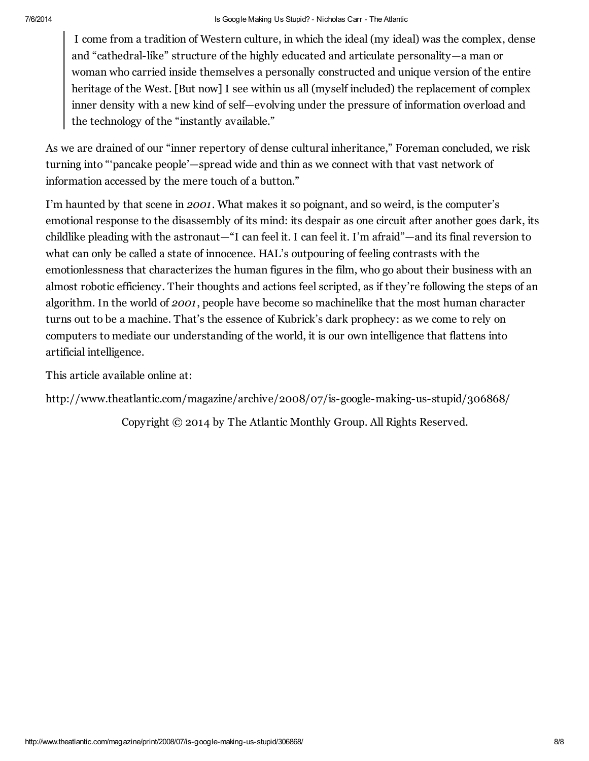> I come from a tradition of Western culture, in which the ideal (my ideal) was the complex, dense and "cathedral-like" structure of the highly educated and articulate personality—a man or woman who carried inside themselves a personally constructed and unique version of the entire heritage of the West. [But now] I see within us all (myself included) the replacement of complex inner density with a new kind of self—evolving under the pressure of information overload and the technology of the "instantly available."

As we are drained of our "inner repertory of dense cultural inheritance," Foreman concluded, we risk turning into "'pancake people'—spread wide and thin as we connect with that vast network of information accessed by the mere touch of a button."

I'm haunted by that scene in *2001*. What makes it so poignant, and so weird, is the computer's emotional response to the disassembly of its mind: its despair as one circuit after another goes dark, its childlike pleading with the astronaut—"I can feel it. I can feel it. I'm afraid"—and its final reversion to what can only be called a state of innocence. HAL's outpouring of feeling contrasts with the emotionlessness that characterizes the human figures in the film, who go about their business with an almost robotic efficiency. Their thoughts and actions feel scripted, as if they're following the steps of an algorithm. In the world of *2001*, people have become so machinelike that the most human character turns out to be a machine. That's the essence of Kubrick's dark prophecy: as we come to rely on computers to mediate our understanding of the world, it is our own intelligence that flattens into artificial intelligence.

This article available online at:

http://www.theatlantic.com/magazine/archive/2008/07/is-google-making-us-stupid/306868/

Copyright © 2014 by The Atlantic Monthly Group. All Rights Reserved.